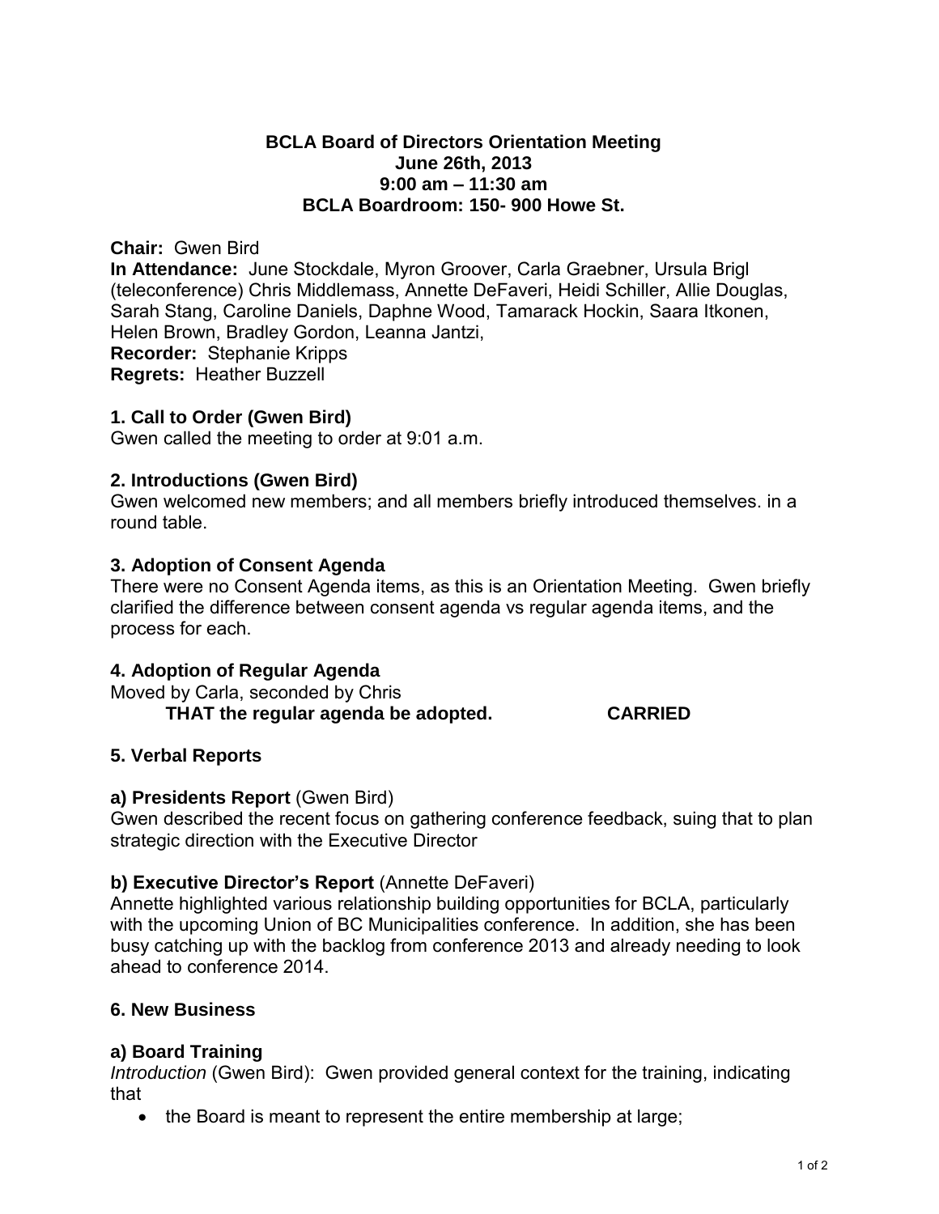**BCLA Board of Directors Orientation Meeting**
**June 26th, 2013**
**9:00 am – 11:30 am**
**BCLA Boardroom: 150- 900 Howe St.**

**Chair:** Gwen Bird
**In Attendance:** June Stockdale, Myron Groover, Carla Graebner, Ursula Brigl (teleconference) Chris Middlemass, Annette DeFaveri, Heidi Schiller, Allie Douglas, Sarah Stang, Caroline Daniels, Daphne Wood, Tamarack Hockin, Saara Itkonen, Helen Brown, Bradley Gordon, Leanna Jantzi,
**Recorder:** Stephanie Kripps
**Regrets:** Heather Buzzell

### 1. Call to Order (Gwen Bird)

Gwen called the meeting to order at 9:01 a.m.

### 2. Introductions (Gwen Bird)

Gwen welcomed new members; and all members briefly introduced themselves. in a round table.

### 3. Adoption of Consent Agenda

There were no Consent Agenda items, as this is an Orientation Meeting. Gwen briefly clarified the difference between consent agenda vs regular agenda items, and the process for each.

### 4. Adoption of Regular Agenda

Moved by Carla, seconded by Chris

**THAT the regular agenda be adopted. CARRIED**

### 5. Verbal Reports

**a) Presidents Report** (Gwen Bird)

Gwen described the recent focus on gathering conference feedback, suing that to plan strategic direction with the Executive Director

**b) Executive Director's Report** (Annette DeFaveri)

Annette highlighted various relationship building opportunities for BCLA, particularly with the upcoming Union of BC Municipalities conference. In addition, she has been busy catching up with the backlog from conference 2013 and already needing to look ahead to conference 2014.

### 6. New Business

**a) Board Training**

*Introduction* (Gwen Bird): Gwen provided general context for the training, indicating that

- the Board is meant to represent the entire membership at large;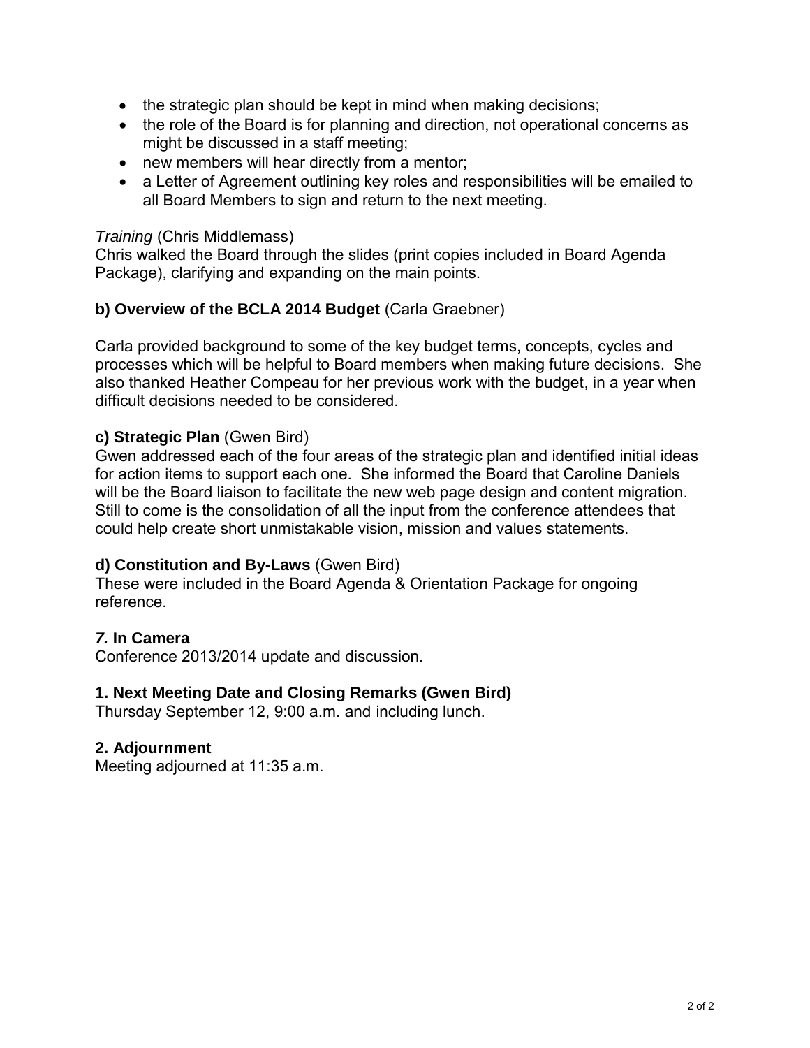- the strategic plan should be kept in mind when making decisions;
- the role of the Board is for planning and direction, not operational concerns as might be discussed in a staff meeting;
- new members will hear directly from a mentor;
- a Letter of Agreement outlining key roles and responsibilities will be emailed to all Board Members to sign and return to the next meeting.

*Training* (Chris Middlemass)
Chris walked the Board through the slides (print copies included in Board Agenda Package), clarifying and expanding on the main points.

**b) Overview of the BCLA 2014 Budget** (Carla Graebner)

Carla provided background to some of the key budget terms, concepts, cycles and processes which will be helpful to Board members when making future decisions. She also thanked Heather Compeau for her previous work with the budget, in a year when difficult decisions needed to be considered.

**c) Strategic Plan** (Gwen Bird)
Gwen addressed each of the four areas of the strategic plan and identified initial ideas for action items to support each one. She informed the Board that Caroline Daniels will be the Board liaison to facilitate the new web page design and content migration. Still to come is the consolidation of all the input from the conference attendees that could help create short unmistakable vision, mission and values statements.

**d) Constitution and By-Laws** (Gwen Bird)
These were included in the Board Agenda & Orientation Package for ongoing reference.

***7.* In Camera**
Conference 2013/2014 update and discussion.

**1. Next Meeting Date and Closing Remarks (Gwen Bird)**
Thursday September 12, 9:00 a.m. and including lunch.

**2. Adjournment**
Meeting adjourned at 11:35 a.m.